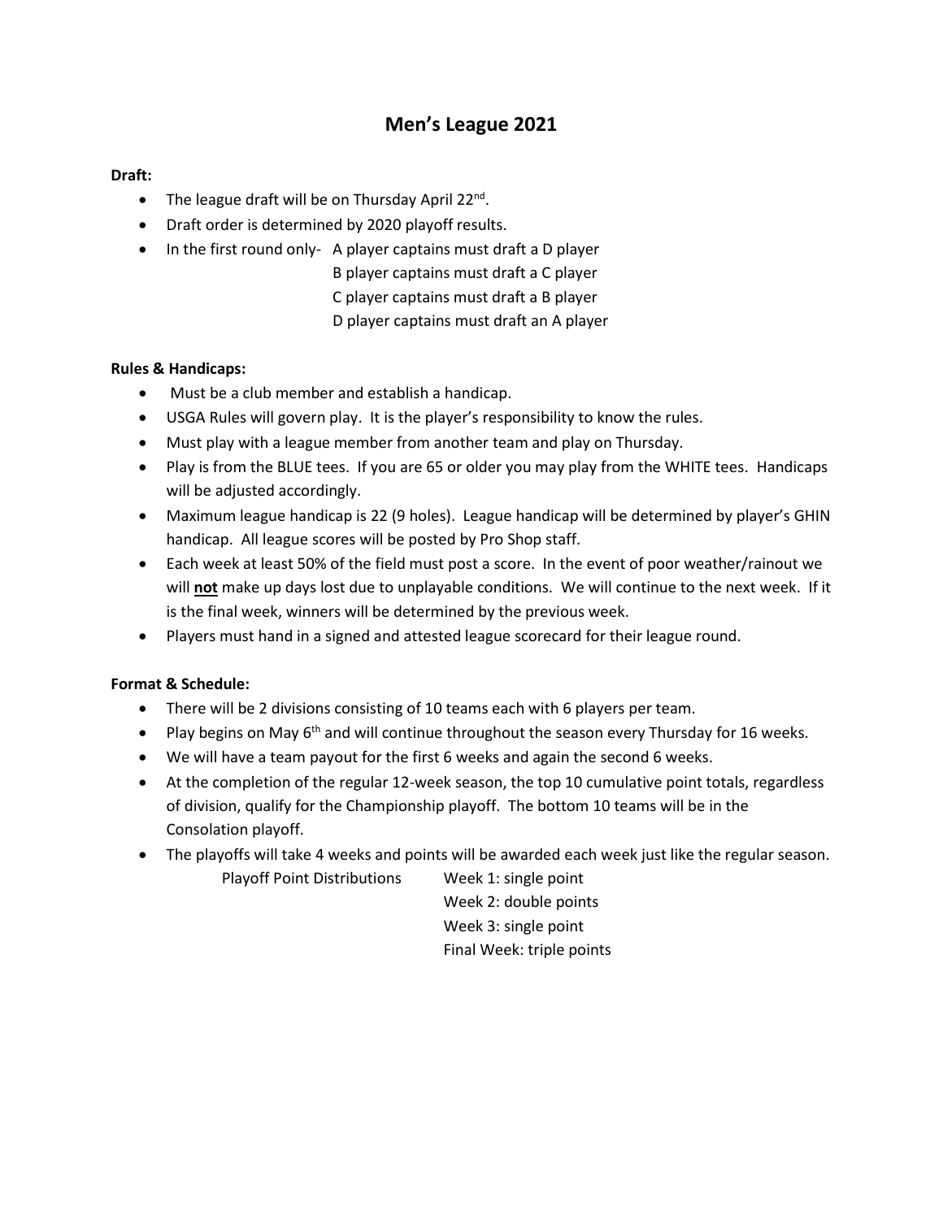# Men's League 2021

**Draft:**

- The league draft will be on Thursday April 22nd.
- Draft order is determined by 2020 playoff results.
- In the first round only- A player captains must draft a D player
  B player captains must draft a C player
  C player captains must draft a B player
  D player captains must draft an A player

**Rules & Handicaps:**

- Must be a club member and establish a handicap.
- USGA Rules will govern play. It is the player's responsibility to know the rules.
- Must play with a league member from another team and play on Thursday.
- Play is from the BLUE tees. If you are 65 or older you may play from the WHITE tees. Handicaps will be adjusted accordingly.
- Maximum league handicap is 22 (9 holes). League handicap will be determined by player's GHIN handicap. All league scores will be posted by Pro Shop staff.
- Each week at least 50% of the field must post a score. In the event of poor weather/rainout we will **<u>not</u>** make up days lost due to unplayable conditions. We will continue to the next week. If it is the final week, winners will be determined by the previous week.
- Players must hand in a signed and attested league scorecard for their league round.

**Format & Schedule:**

- There will be 2 divisions consisting of 10 teams each with 6 players per team.
- Play begins on May 6th and will continue throughout the season every Thursday for 16 weeks.
- We will have a team payout for the first 6 weeks and again the second 6 weeks.
- At the completion of the regular 12-week season, the top 10 cumulative point totals, regardless of division, qualify for the Championship playoff. The bottom 10 teams will be in the Consolation playoff.
- The playoffs will take 4 weeks and points will be awarded each week just like the regular season.

  Playoff Point Distributions
  - Week 1: single point
  - Week 2: double points
  - Week 3: single point
  - Final Week: triple points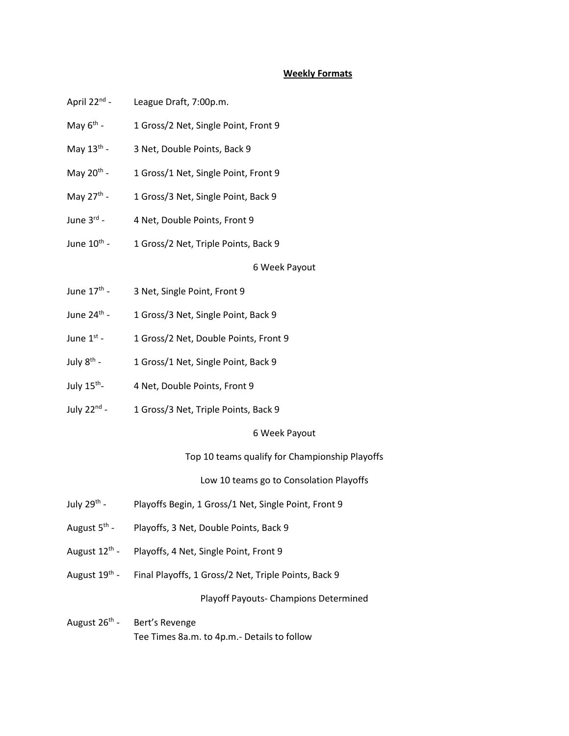## Weekly Formats

April 22nd - League Draft, 7:00p.m.

May 6th - 1 Gross/2 Net, Single Point, Front 9

May 13th - 3 Net, Double Points, Back 9

May 20th - 1 Gross/1 Net, Single Point, Front 9

May 27th - 1 Gross/3 Net, Single Point, Back 9

June 3rd - 4 Net, Double Points, Front 9

June 10th - 1 Gross/2 Net, Triple Points, Back 9

6 Week Payout

June 17th - 3 Net, Single Point, Front 9

June 24th - 1 Gross/3 Net, Single Point, Back 9

June 1st - 1 Gross/2 Net, Double Points, Front 9

July 8th - 1 Gross/1 Net, Single Point, Back 9

July 15th- 4 Net, Double Points, Front 9

July 22nd - 1 Gross/3 Net, Triple Points, Back 9

6 Week Payout

Top 10 teams qualify for Championship Playoffs

Low 10 teams go to Consolation Playoffs

July 29th - Playoffs Begin, 1 Gross/1 Net, Single Point, Front 9

August 5th - Playoffs, 3 Net, Double Points, Back 9

August 12th - Playoffs, 4 Net, Single Point, Front 9

August 19th - Final Playoffs, 1 Gross/2 Net, Triple Points, Back 9

Playoff Payouts- Champions Determined

August 26th - Bert's Revenge
Tee Times 8a.m. to 4p.m.- Details to follow